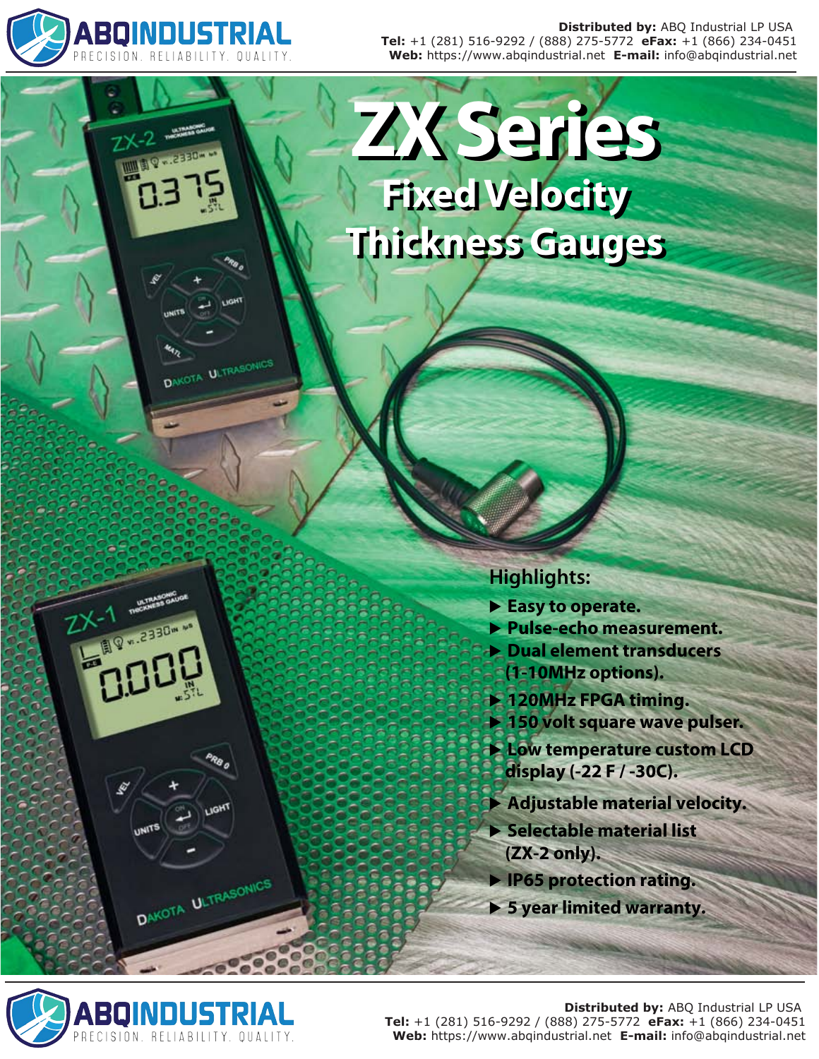# ZX Series

## Fixed Velocity Thickness Gauges

### Highlights:

- Easy to operate.
- Pulse-echo measurement.
- Dual element transducers (1-10MHz options).
- 120MHz FPGA timing.
- 150 volt square wave pulser.
- Low temperature custom LCD display (-22 F / -30C).
- Adjustable material velocity.
- Selectable material list (ZX-2 only).
- IP65 protection rating.
- 5 year limited warranty.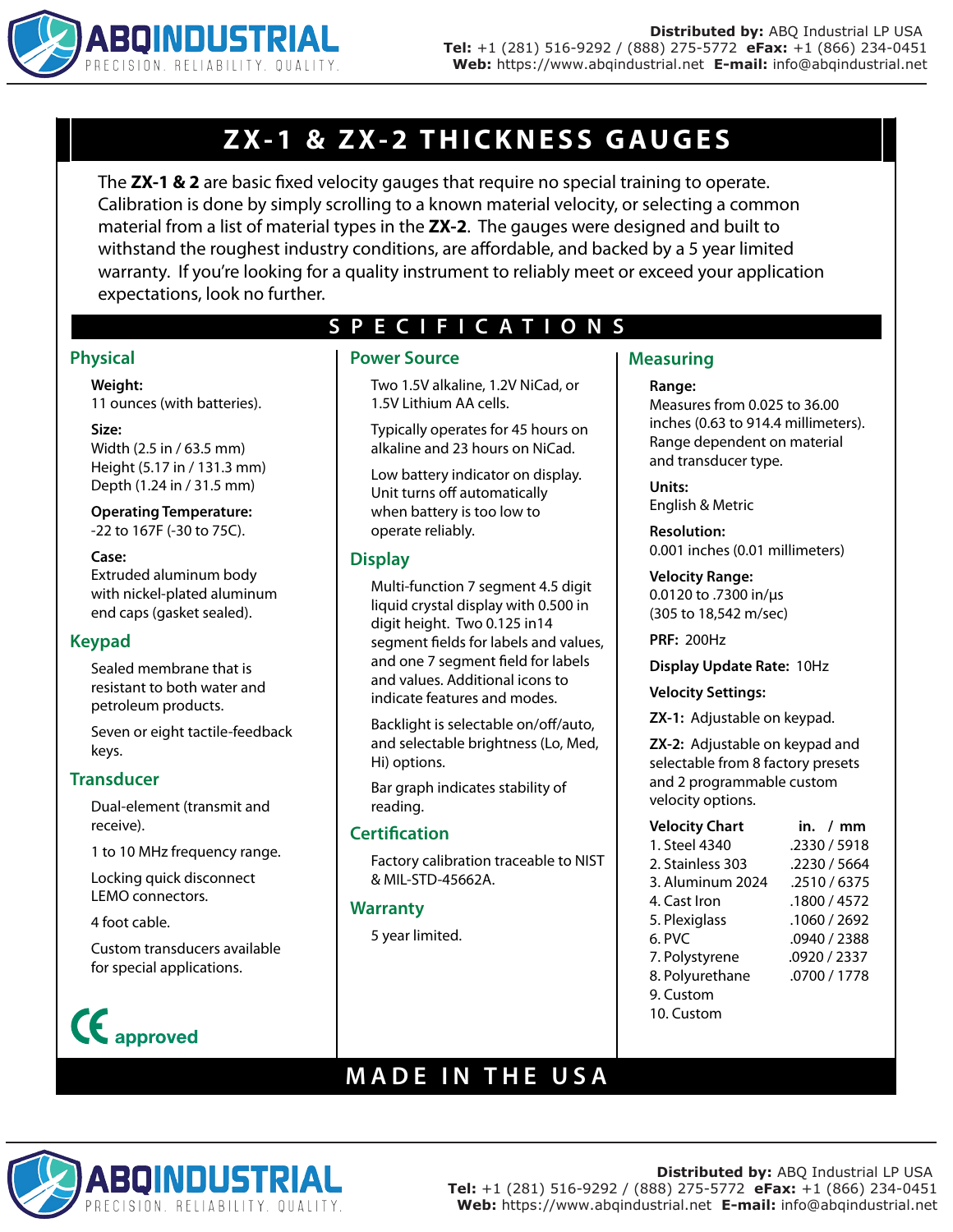# ZX-1 & ZX-2 THICKNESS GAUGES

The **ZX-1 & 2** are basic fixed velocity gauges that require no special training to operate. Calibration is done by simply scrolling to a known material velocity, or selecting a common material from a list of material types in the **ZX-2**. The gauges were designed and built to withstand the roughest industry conditions, are affordable, and backed by a 5 year limited warranty. If you're looking for a quality instrument to reliably meet or exceed your application expectations, look no further.

## SPECIFICATIONS

### Physical

**Weight:**
11 ounces (with batteries).

**Size:**
Width (2.5 in / 63.5 mm)
Height (5.17 in / 131.3 mm)
Depth (1.24 in / 31.5 mm)

**Operating Temperature:**
-22 to 167F (-30 to 75C).

**Case:**
Extruded aluminum body with nickel-plated aluminum end caps (gasket sealed).

### Keypad

Sealed membrane that is resistant to both water and petroleum products.

Seven or eight tactile-feedback keys.

### Transducer

Dual-element (transmit and receive).

1 to 10 MHz frequency range.

Locking quick disconnect LEMO connectors.

4 foot cable.

Custom transducers available for special applications.

CE approved

### Power Source

Two 1.5V alkaline, 1.2V NiCad, or 1.5V Lithium AA cells.

Typically operates for 45 hours on alkaline and 23 hours on NiCad.

Low battery indicator on display. Unit turns off automatically when battery is too low to operate reliably.

### Display

Multi-function 7 segment 4.5 digit liquid crystal display with 0.500 in digit height. Two 0.125 in14 segment fields for labels and values, and one 7 segment field for labels and values. Additional icons to indicate features and modes.

Backlight is selectable on/off/auto, and selectable brightness (Lo, Med, Hi) options.

Bar graph indicates stability of reading.

### Certification

Factory calibration traceable to NIST & MIL-STD-45662A.

### Warranty

5 year limited.

### Measuring

**Range:**
Measures from 0.025 to 36.00 inches (0.63 to 914.4 millimeters). Range dependent on material and transducer type.

**Units:**
English & Metric

**Resolution:**
0.001 inches (0.01 millimeters)

**Velocity Range:**
0.0120 to .7300 in/µs
(305 to 18,542 m/sec)

**PRF:** 200Hz

**Display Update Rate:** 10Hz

**Velocity Settings:**

**ZX-1:** Adjustable on keypad.

**ZX-2:** Adjustable on keypad and selectable from 8 factory presets and 2 programmable custom velocity options.

| Velocity Chart | in. / mm |
|---|---|
| 1. Steel 4340 | .2330 / 5918 |
| 2. Stainless 303 | .2230 / 5664 |
| 3. Aluminum 2024 | .2510 / 6375 |
| 4. Cast Iron | .1800 / 4572 |
| 5. Plexiglass | .1060 / 2692 |
| 6. PVC | .0940 / 2388 |
| 7. Polystyrene | .0920 / 2337 |
| 8. Polyurethane | .0700 / 1778 |
| 9. Custom | |
| 10. Custom | |

## MADE IN THE USA